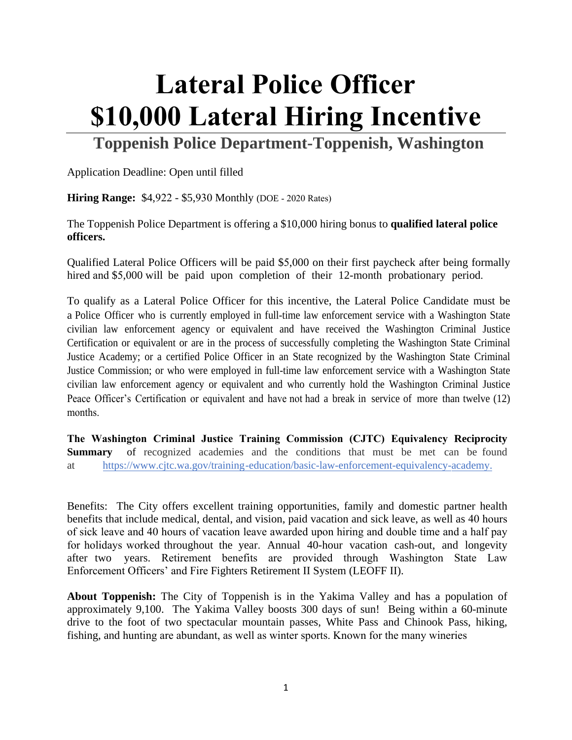# Lateral Police Officer
# $10,000 Lateral Hiring Incentive

## Toppenish Police Department-Toppenish, Washington

Application Deadline: Open until filled

**Hiring Range:** $4,922 - $5,930 Monthly (DOE - 2020 Rates)

The Toppenish Police Department is offering a $10,000 hiring bonus to **qualified lateral police officers.**

Qualified Lateral Police Officers will be paid $5,000 on their first paycheck after being formally hired and $5,000 will be paid upon completion of their 12-month probationary period.

To qualify as a Lateral Police Officer for this incentive, the Lateral Police Candidate must be a Police Officer who is currently employed in full-time law enforcement service with a Washington State civilian law enforcement agency or equivalent and have received the Washington Criminal Justice Certification or equivalent or are in the process of successfully completing the Washington State Criminal Justice Academy; or a certified Police Officer in an State recognized by the Washington State Criminal Justice Commission; or who were employed in full-time law enforcement service with a Washington State civilian law enforcement agency or equivalent and who currently hold the Washington Criminal Justice Peace Officer's Certification or equivalent and have not had a break in service of more than twelve (12) months.

**The Washington Criminal Justice Training Commission (CJTC) Equivalency Reciprocity Summary** of recognized academies and the conditions that must be met can be found at https://www.cjtc.wa.gov/training-education/basic-law-enforcement-equivalency-academy.

Benefits: The City offers excellent training opportunities, family and domestic partner health benefits that include medical, dental, and vision, paid vacation and sick leave, as well as 40 hours of sick leave and 40 hours of vacation leave awarded upon hiring and double time and a half pay for holidays worked throughout the year. Annual 40-hour vacation cash-out, and longevity after two years. Retirement benefits are provided through Washington State Law Enforcement Officers' and Fire Fighters Retirement II System (LEOFF II).

**About Toppenish:** The City of Toppenish is in the Yakima Valley and has a population of approximately 9,100. The Yakima Valley boosts 300 days of sun! Being within a 60-minute drive to the foot of two spectacular mountain passes, White Pass and Chinook Pass, hiking, fishing, and hunting are abundant, as well as winter sports. Known for the many wineries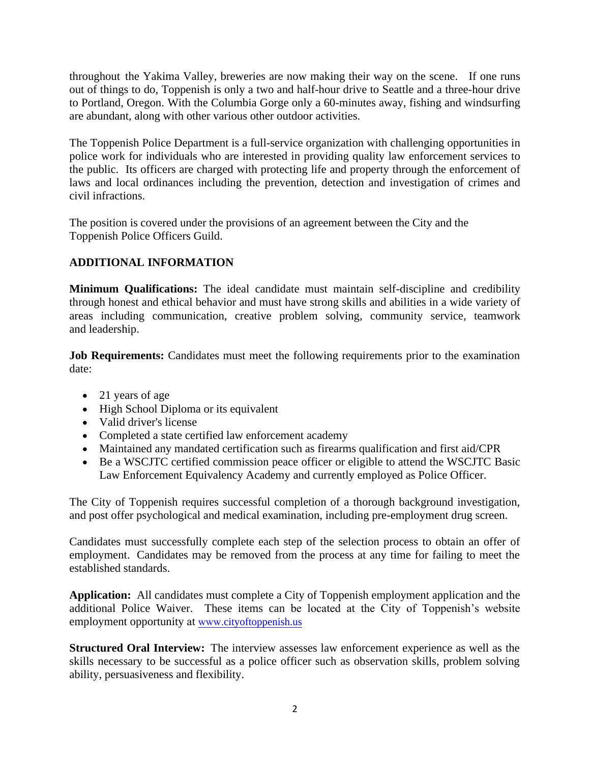throughout the Yakima Valley, breweries are now making their way on the scene. If one runs out of things to do, Toppenish is only a two and half-hour drive to Seattle and a three-hour drive to Portland, Oregon. With the Columbia Gorge only a 60-minutes away, fishing and windsurfing are abundant, along with other various other outdoor activities.

The Toppenish Police Department is a full-service organization with challenging opportunities in police work for individuals who are interested in providing quality law enforcement services to the public. Its officers are charged with protecting life and property through the enforcement of laws and local ordinances including the prevention, detection and investigation of crimes and civil infractions.

The position is covered under the provisions of an agreement between the City and the Toppenish Police Officers Guild.

**ADDITIONAL INFORMATION**

**Minimum Qualifications:** The ideal candidate must maintain self-discipline and credibility through honest and ethical behavior and must have strong skills and abilities in a wide variety of areas including communication, creative problem solving, community service, teamwork and leadership.

**Job Requirements:** Candidates must meet the following requirements prior to the examination date:

- 21 years of age
- High School Diploma or its equivalent
- Valid driver's license
- Completed a state certified law enforcement academy
- Maintained any mandated certification such as firearms qualification and first aid/CPR
- Be a WSCJTC certified commission peace officer or eligible to attend the WSCJTC Basic Law Enforcement Equivalency Academy and currently employed as Police Officer.

The City of Toppenish requires successful completion of a thorough background investigation, and post offer psychological and medical examination, including pre-employment drug screen.

Candidates must successfully complete each step of the selection process to obtain an offer of employment. Candidates may be removed from the process at any time for failing to meet the established standards.

**Application:** All candidates must complete a City of Toppenish employment application and the additional Police Waiver. These items can be located at the City of Toppenish's website employment opportunity at www.cityoftoppenish.us

**Structured Oral Interview:** The interview assesses law enforcement experience as well as the skills necessary to be successful as a police officer such as observation skills, problem solving ability, persuasiveness and flexibility.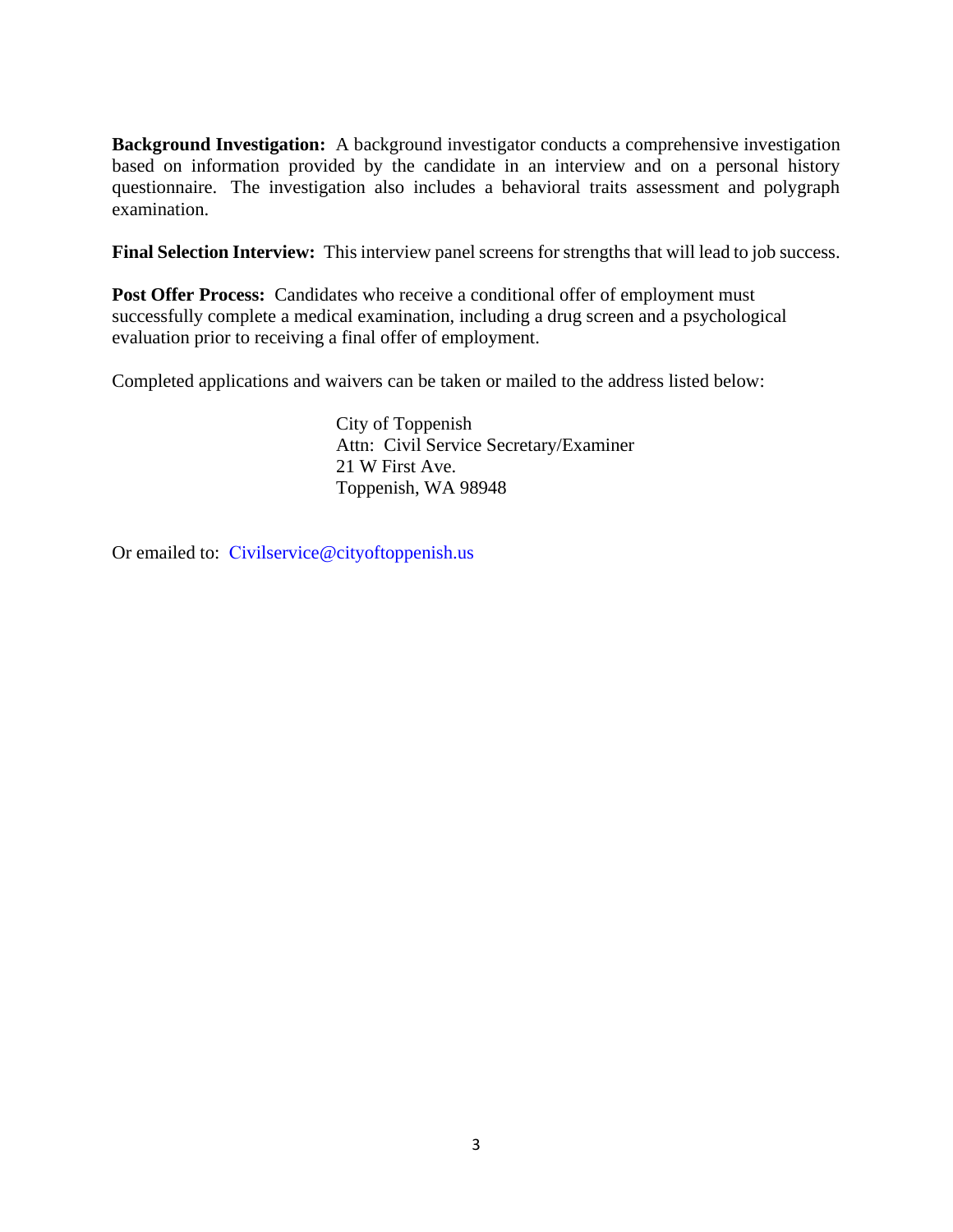**Background Investigation:** A background investigator conducts a comprehensive investigation based on information provided by the candidate in an interview and on a personal history questionnaire. The investigation also includes a behavioral traits assessment and polygraph examination.

**Final Selection Interview:** This interview panel screens for strengths that will lead to job success.

**Post Offer Process:** Candidates who receive a conditional offer of employment must successfully complete a medical examination, including a drug screen and a psychological evaluation prior to receiving a final offer of employment.

Completed applications and waivers can be taken or mailed to the address listed below:

City of Toppenish  
Attn: Civil Service Secretary/Examiner  
21 W First Ave.  
Toppenish, WA 98948

Or emailed to: Civilservice@cityoftoppenish.us